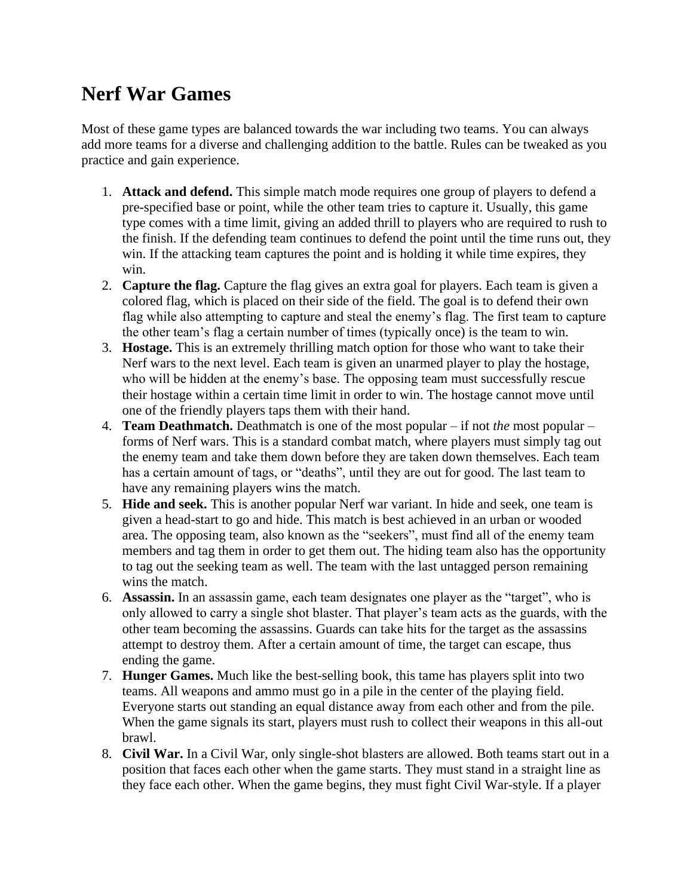# Nerf War Games

Most of these game types are balanced towards the war including two teams. You can always add more teams for a diverse and challenging addition to the battle. Rules can be tweaked as you practice and gain experience.

1. **Attack and defend.** This simple match mode requires one group of players to defend a pre-specified base or point, while the other team tries to capture it. Usually, this game type comes with a time limit, giving an added thrill to players who are required to rush to the finish. If the defending team continues to defend the point until the time runs out, they win. If the attacking team captures the point and is holding it while time expires, they win.
2. **Capture the flag.** Capture the flag gives an extra goal for players. Each team is given a colored flag, which is placed on their side of the field. The goal is to defend their own flag while also attempting to capture and steal the enemy's flag. The first team to capture the other team's flag a certain number of times (typically once) is the team to win.
3. **Hostage.** This is an extremely thrilling match option for those who want to take their Nerf wars to the next level. Each team is given an unarmed player to play the hostage, who will be hidden at the enemy's base. The opposing team must successfully rescue their hostage within a certain time limit in order to win. The hostage cannot move until one of the friendly players taps them with their hand.
4. **Team Deathmatch.** Deathmatch is one of the most popular – if not *the* most popular – forms of Nerf wars. This is a standard combat match, where players must simply tag out the enemy team and take them down before they are taken down themselves. Each team has a certain amount of tags, or "deaths", until they are out for good. The last team to have any remaining players wins the match.
5. **Hide and seek.** This is another popular Nerf war variant. In hide and seek, one team is given a head-start to go and hide. This match is best achieved in an urban or wooded area. The opposing team, also known as the "seekers", must find all of the enemy team members and tag them in order to get them out. The hiding team also has the opportunity to tag out the seeking team as well. The team with the last untagged person remaining wins the match.
6. **Assassin.** In an assassin game, each team designates one player as the "target", who is only allowed to carry a single shot blaster. That player's team acts as the guards, with the other team becoming the assassins. Guards can take hits for the target as the assassins attempt to destroy them. After a certain amount of time, the target can escape, thus ending the game.
7. **Hunger Games.** Much like the best-selling book, this tame has players split into two teams. All weapons and ammo must go in a pile in the center of the playing field. Everyone starts out standing an equal distance away from each other and from the pile. When the game signals its start, players must rush to collect their weapons in this all-out brawl.
8. **Civil War.** In a Civil War, only single-shot blasters are allowed. Both teams start out in a position that faces each other when the game starts. They must stand in a straight line as they face each other. When the game begins, they must fight Civil War-style. If a player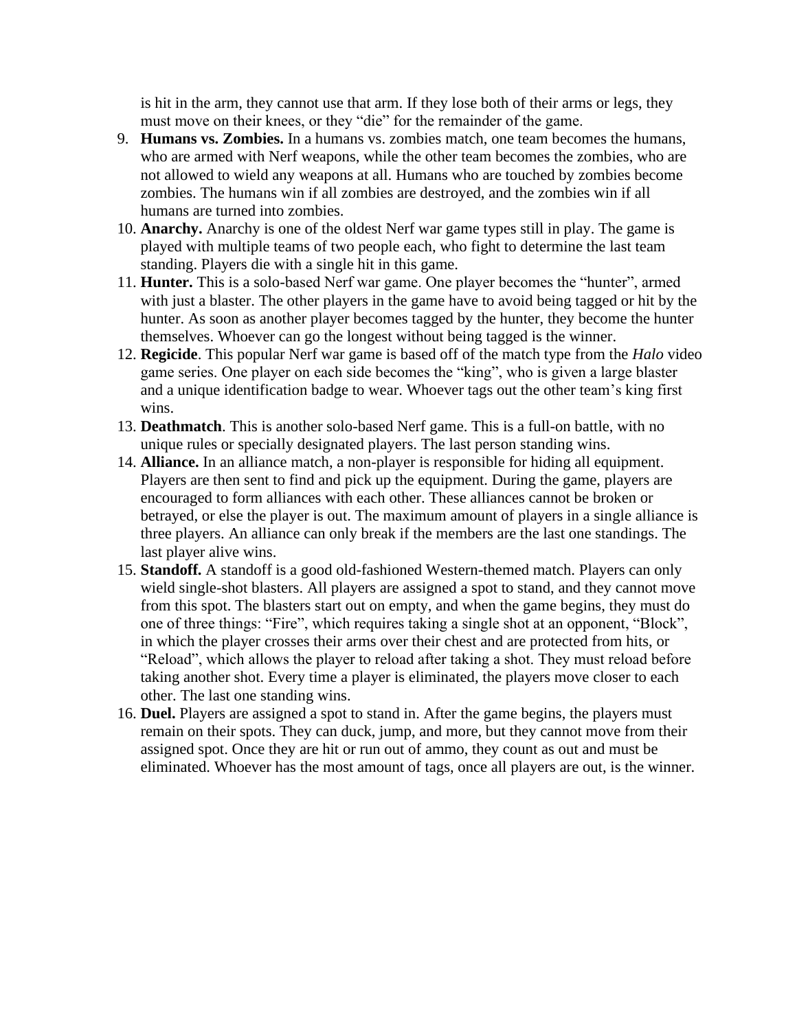is hit in the arm, they cannot use that arm. If they lose both of their arms or legs, they must move on their knees, or they "die" for the remainder of the game.

9. **Humans vs. Zombies.** In a humans vs. zombies match, one team becomes the humans, who are armed with Nerf weapons, while the other team becomes the zombies, who are not allowed to wield any weapons at all. Humans who are touched by zombies become zombies. The humans win if all zombies are destroyed, and the zombies win if all humans are turned into zombies.
10. **Anarchy.** Anarchy is one of the oldest Nerf war game types still in play. The game is played with multiple teams of two people each, who fight to determine the last team standing. Players die with a single hit in this game.
11. **Hunter.** This is a solo-based Nerf war game. One player becomes the "hunter", armed with just a blaster. The other players in the game have to avoid being tagged or hit by the hunter. As soon as another player becomes tagged by the hunter, they become the hunter themselves. Whoever can go the longest without being tagged is the winner.
12. **Regicide**. This popular Nerf war game is based off of the match type from the *Halo* video game series. One player on each side becomes the "king", who is given a large blaster and a unique identification badge to wear. Whoever tags out the other team's king first wins.
13. **Deathmatch**. This is another solo-based Nerf game. This is a full-on battle, with no unique rules or specially designated players. The last person standing wins.
14. **Alliance.** In an alliance match, a non-player is responsible for hiding all equipment. Players are then sent to find and pick up the equipment. During the game, players are encouraged to form alliances with each other. These alliances cannot be broken or betrayed, or else the player is out. The maximum amount of players in a single alliance is three players. An alliance can only break if the members are the last one standings. The last player alive wins.
15. **Standoff.** A standoff is a good old-fashioned Western-themed match. Players can only wield single-shot blasters. All players are assigned a spot to stand, and they cannot move from this spot. The blasters start out on empty, and when the game begins, they must do one of three things: "Fire", which requires taking a single shot at an opponent, "Block", in which the player crosses their arms over their chest and are protected from hits, or "Reload", which allows the player to reload after taking a shot. They must reload before taking another shot. Every time a player is eliminated, the players move closer to each other. The last one standing wins.
16. **Duel.** Players are assigned a spot to stand in. After the game begins, the players must remain on their spots. They can duck, jump, and more, but they cannot move from their assigned spot. Once they are hit or run out of ammo, they count as out and must be eliminated. Whoever has the most amount of tags, once all players are out, is the winner.